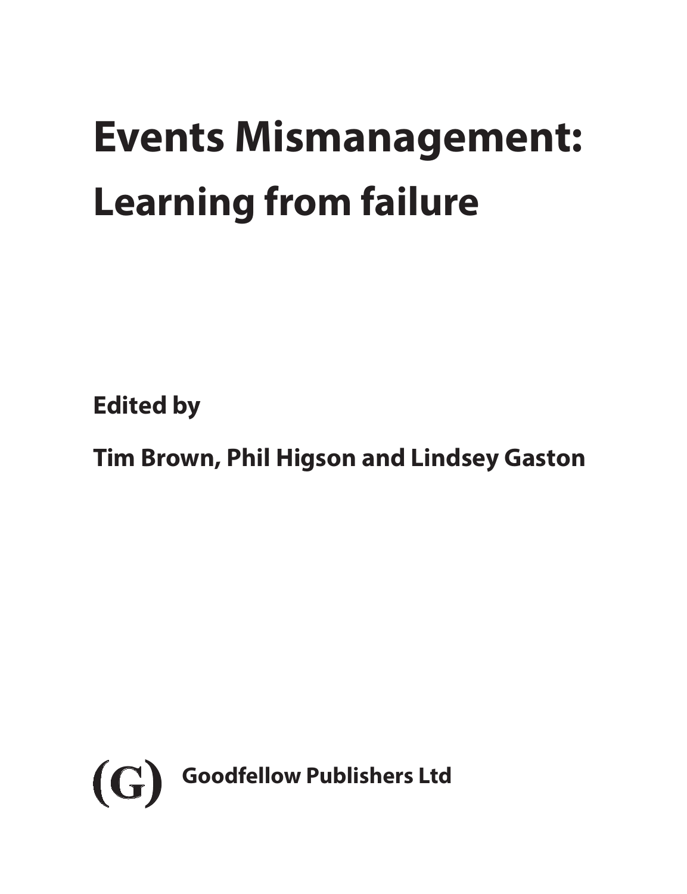# Events Mismanagement: Learning from failure

**Edited by**

**Tim Brown, Phil Higson and Lindsey Gaston**

(G) **Goodfellow Publishers Ltd**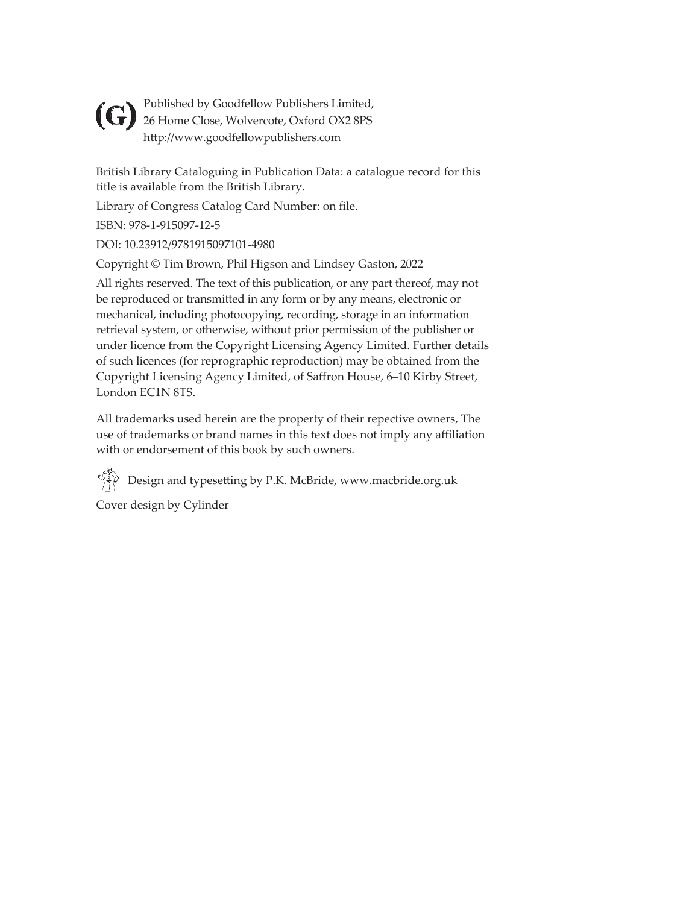(G) Published by Goodfellow Publishers Limited,
26 Home Close, Wolvercote, Oxford OX2 8PS
http://www.goodfellowpublishers.com

British Library Cataloguing in Publication Data: a catalogue record for this title is available from the British Library.

Library of Congress Catalog Card Number: on file.

ISBN: 978-1-915097-12-5

DOI: 10.23912/9781915097101-4980

Copyright © Tim Brown, Phil Higson and Lindsey Gaston, 2022

All rights reserved. The text of this publication, or any part thereof, may not be reproduced or transmitted in any form or by any means, electronic or mechanical, including photocopying, recording, storage in an information retrieval system, or otherwise, without prior permission of the publisher or under licence from the Copyright Licensing Agency Limited. Further details of such licences (for reprographic reproduction) may be obtained from the Copyright Licensing Agency Limited, of Saffron House, 6–10 Kirby Street, London EC1N 8TS.

All trademarks used herein are the property of their repective owners, The use of trademarks or brand names in this text does not imply any affiliation with or endorsement of this book by such owners.

Design and typesetting by P.K. McBride, www.macbride.org.uk

Cover design by Cylinder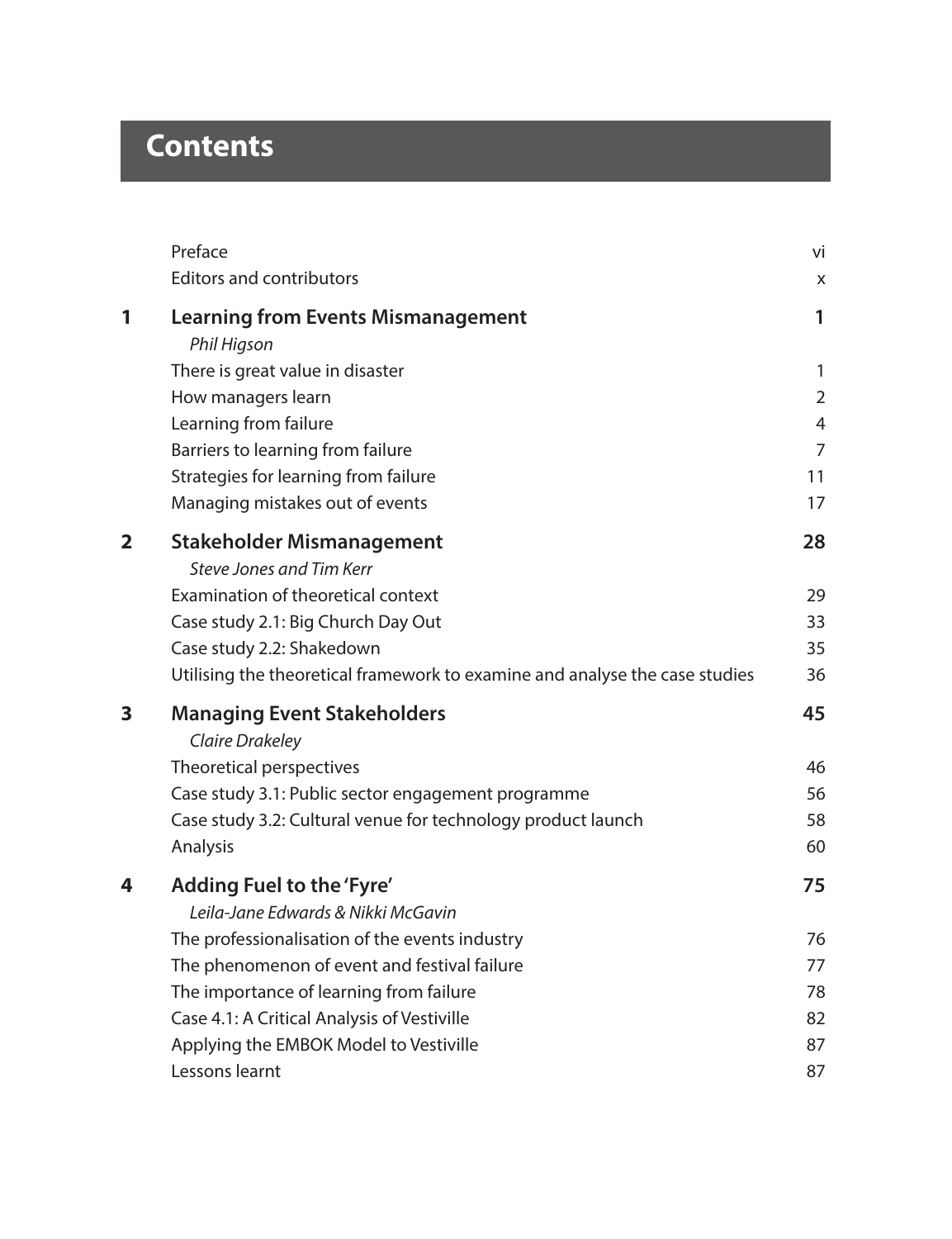# Contents

| | | |
|---|---|---|
| | Preface | vi |
| | Editors and contributors | x |
| **1** | **Learning from Events Mismanagement** | **1** |
| | *Phil Higson* | |
| | There is great value in disaster | 1 |
| | How managers learn | 2 |
| | Learning from failure | 4 |
| | Barriers to learning from failure | 7 |
| | Strategies for learning from failure | 11 |
| | Managing mistakes out of events | 17 |
| **2** | **Stakeholder Mismanagement** | **28** |
| | *Steve Jones and Tim Kerr* | |
| | Examination of theoretical context | 29 |
| | Case study 2.1: Big Church Day Out | 33 |
| | Case study 2.2: Shakedown | 35 |
| | Utilising the theoretical framework to examine and analyse the case studies | 36 |
| **3** | **Managing Event Stakeholders** | **45** |
| | *Claire Drakeley* | |
| | Theoretical perspectives | 46 |
| | Case study 3.1: Public sector engagement programme | 56 |
| | Case study 3.2: Cultural venue for technology product launch | 58 |
| | Analysis | 60 |
| **4** | **Adding Fuel to the 'Fyre'** | **75** |
| | *Leila-Jane Edwards & Nikki McGavin* | |
| | The professionalisation of the events industry | 76 |
| | The phenomenon of event and festival failure | 77 |
| | The importance of learning from failure | 78 |
| | Case 4.1: A Critical Analysis of Vestiville | 82 |
| | Applying the EMBOK Model to Vestiville | 87 |
| | Lessons learnt | 87 |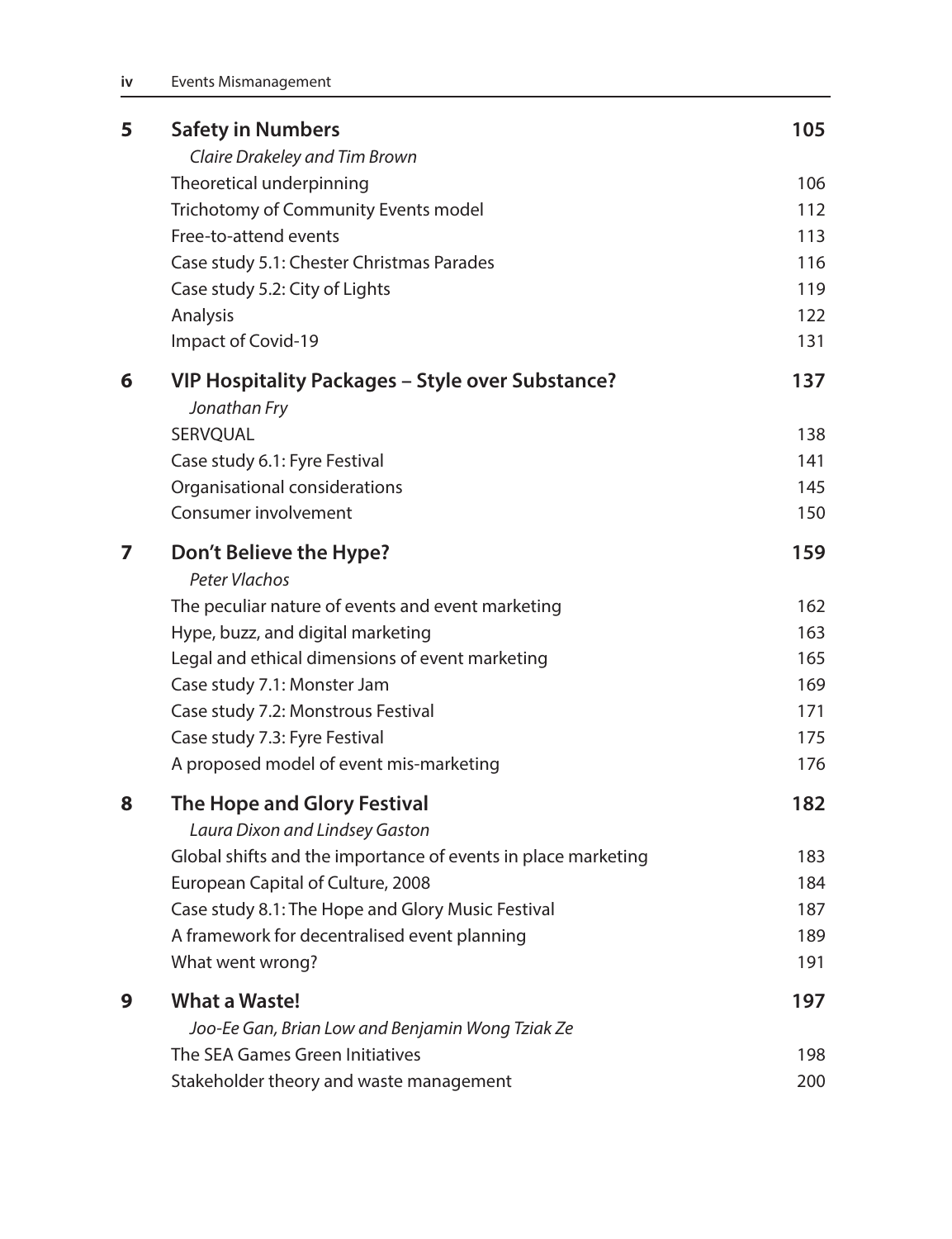| | | |
|---|---|---|
| **5** | **Safety in Numbers** | **105** |
| | *Claire Drakeley and Tim Brown* | |
| | Theoretical underpinning | 106 |
| | Trichotomy of Community Events model | 112 |
| | Free-to-attend events | 113 |
| | Case study 5.1: Chester Christmas Parades | 116 |
| | Case study 5.2: City of Lights | 119 |
| | Analysis | 122 |
| | Impact of Covid-19 | 131 |
| **6** | **VIP Hospitality Packages – Style over Substance?** | **137** |
| | *Jonathan Fry* | |
| | SERVQUAL | 138 |
| | Case study 6.1: Fyre Festival | 141 |
| | Organisational considerations | 145 |
| | Consumer involvement | 150 |
| **7** | **Don't Believe the Hype?** | **159** |
| | *Peter Vlachos* | |
| | The peculiar nature of events and event marketing | 162 |
| | Hype, buzz, and digital marketing | 163 |
| | Legal and ethical dimensions of event marketing | 165 |
| | Case study 7.1: Monster Jam | 169 |
| | Case study 7.2: Monstrous Festival | 171 |
| | Case study 7.3: Fyre Festival | 175 |
| | A proposed model of event mis-marketing | 176 |
| **8** | **The Hope and Glory Festival** | **182** |
| | *Laura Dixon and Lindsey Gaston* | |
| | Global shifts and the importance of events in place marketing | 183 |
| | European Capital of Culture, 2008 | 184 |
| | Case study 8.1: The Hope and Glory Music Festival | 187 |
| | A framework for decentralised event planning | 189 |
| | What went wrong? | 191 |
| **9** | **What a Waste!** | **197** |
| | *Joo-Ee Gan, Brian Low and Benjamin Wong Tziak Ze* | |
| | The SEA Games Green Initiatives | 198 |
| | Stakeholder theory and waste management | 200 |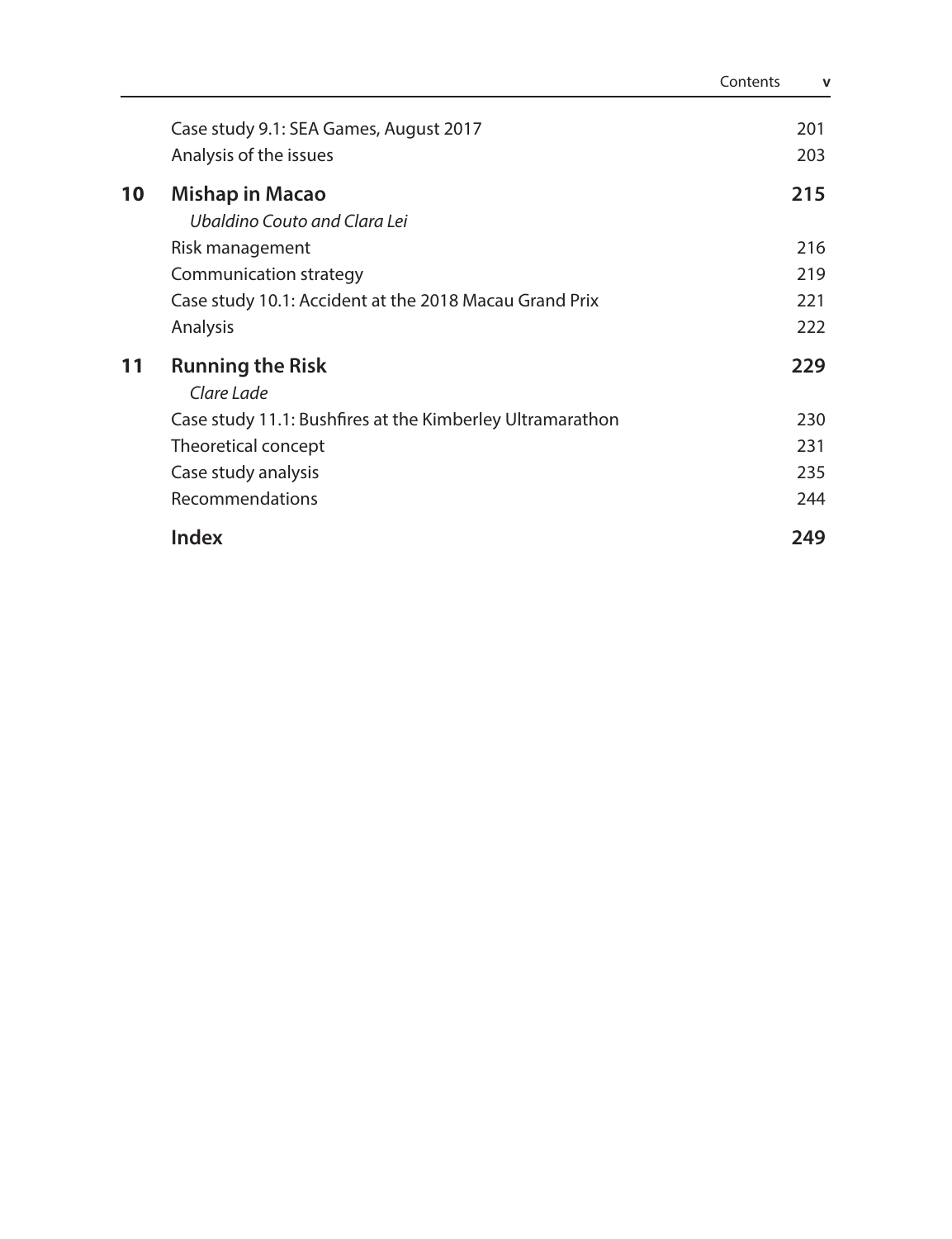| | | |
|---|---|---|
| | Case study 9.1: SEA Games, August 2017 | 201 |
| | Analysis of the issues | 203 |
| **10** | **Mishap in Macao** | **215** |
| | *Ubaldino Couto and Clara Lei* | |
| | Risk management | 216 |
| | Communication strategy | 219 |
| | Case study 10.1: Accident at the 2018 Macau Grand Prix | 221 |
| | Analysis | 222 |
| **11** | **Running the Risk** | **229** |
| | *Clare Lade* | |
| | Case study 11.1: Bushfires at the Kimberley Ultramarathon | 230 |
| | Theoretical concept | 231 |
| | Case study analysis | 235 |
| | Recommendations | 244 |
| | **Index** | **249** |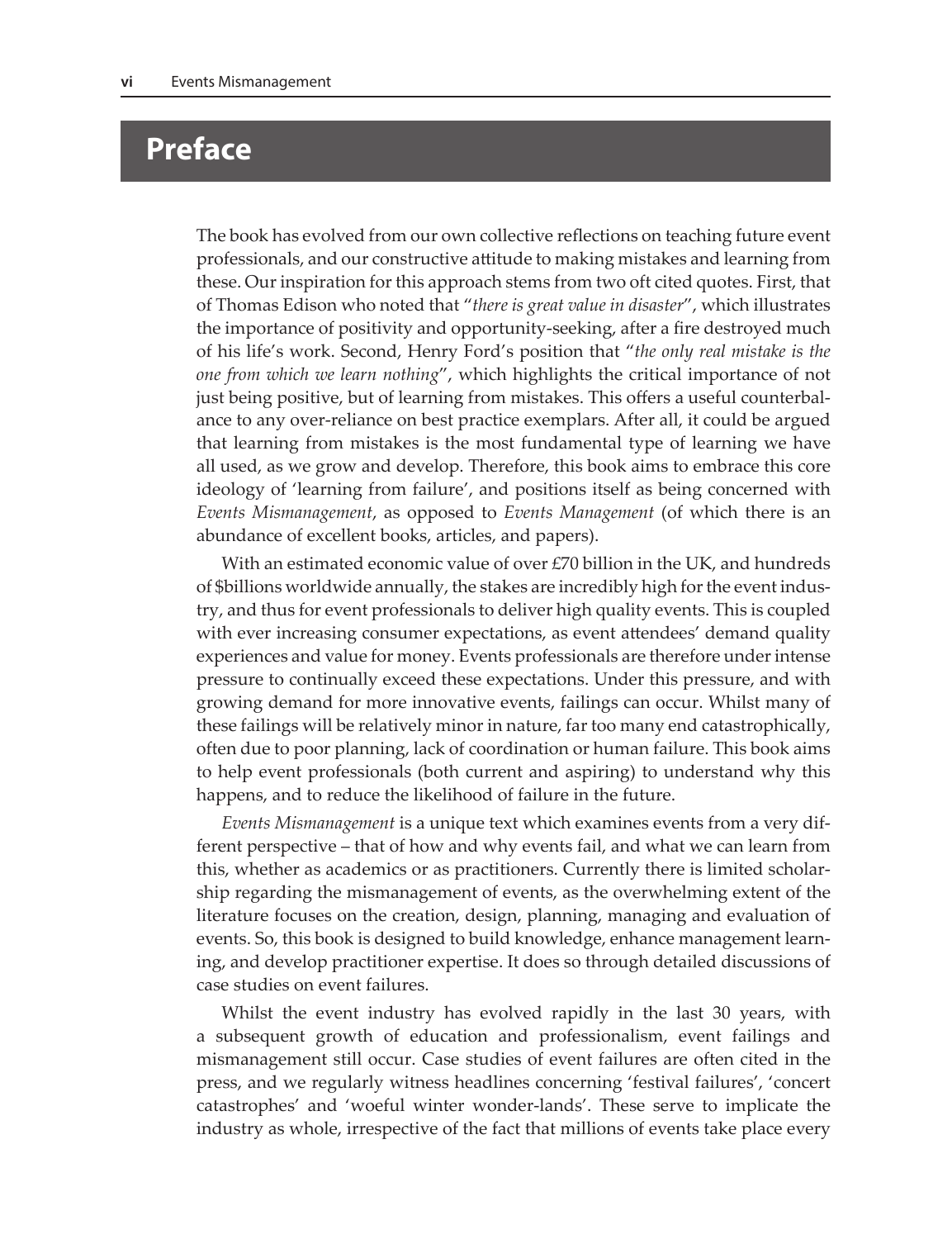# Preface

The book has evolved from our own collective reflections on teaching future event professionals, and our constructive attitude to making mistakes and learning from these. Our inspiration for this approach stems from two oft cited quotes. First, that of Thomas Edison who noted that "*there is great value in disaster*", which illustrates the importance of positivity and opportunity-seeking, after a fire destroyed much of his life's work. Second, Henry Ford's position that "*the only real mistake is the one from which we learn nothing*", which highlights the critical importance of not just being positive, but of learning from mistakes. This offers a useful counterbalance to any over-reliance on best practice exemplars. After all, it could be argued that learning from mistakes is the most fundamental type of learning we have all used, as we grow and develop. Therefore, this book aims to embrace this core ideology of 'learning from failure', and positions itself as being concerned with *Events Mismanagement*, as opposed to *Events Management* (of which there is an abundance of excellent books, articles, and papers).

With an estimated economic value of over £70 billion in the UK, and hundreds of $billions worldwide annually, the stakes are incredibly high for the event industry, and thus for event professionals to deliver high quality events. This is coupled with ever increasing consumer expectations, as event attendees' demand quality experiences and value for money. Events professionals are therefore under intense pressure to continually exceed these expectations. Under this pressure, and with growing demand for more innovative events, failings can occur. Whilst many of these failings will be relatively minor in nature, far too many end catastrophically, often due to poor planning, lack of coordination or human failure. This book aims to help event professionals (both current and aspiring) to understand why this happens, and to reduce the likelihood of failure in the future.

*Events Mismanagement* is a unique text which examines events from a very different perspective – that of how and why events fail, and what we can learn from this, whether as academics or as practitioners. Currently there is limited scholarship regarding the mismanagement of events, as the overwhelming extent of the literature focuses on the creation, design, planning, managing and evaluation of events. So, this book is designed to build knowledge, enhance management learning, and develop practitioner expertise. It does so through detailed discussions of case studies on event failures.

Whilst the event industry has evolved rapidly in the last 30 years, with a subsequent growth of education and professionalism, event failings and mismanagement still occur. Case studies of event failures are often cited in the press, and we regularly witness headlines concerning 'festival failures', 'concert catastrophes' and 'woeful winter wonder-lands'. These serve to implicate the industry as whole, irrespective of the fact that millions of events take place every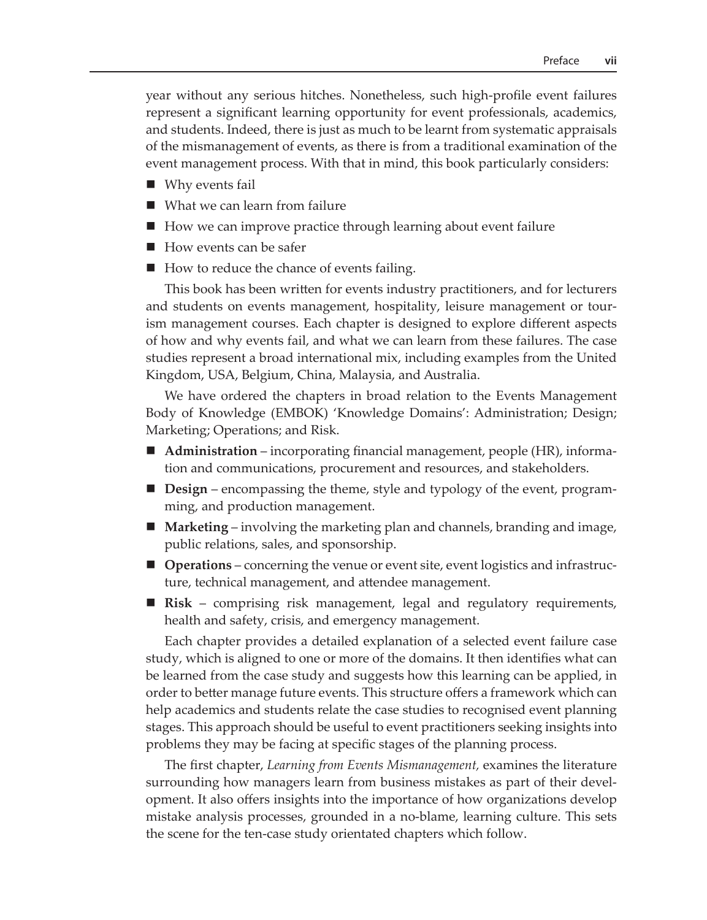year without any serious hitches. Nonetheless, such high-profile event failures represent a significant learning opportunity for event professionals, academics, and students. Indeed, there is just as much to be learnt from systematic appraisals of the mismanagement of events, as there is from a traditional examination of the event management process. With that in mind, this book particularly considers:

- Why events fail
- What we can learn from failure
- How we can improve practice through learning about event failure
- How events can be safer
- How to reduce the chance of events failing.

This book has been written for events industry practitioners, and for lecturers and students on events management, hospitality, leisure management or tourism management courses. Each chapter is designed to explore different aspects of how and why events fail, and what we can learn from these failures. The case studies represent a broad international mix, including examples from the United Kingdom, USA, Belgium, China, Malaysia, and Australia.

We have ordered the chapters in broad relation to the Events Management Body of Knowledge (EMBOK) 'Knowledge Domains': Administration; Design; Marketing; Operations; and Risk.

- **Administration** – incorporating financial management, people (HR), information and communications, procurement and resources, and stakeholders.
- **Design** – encompassing the theme, style and typology of the event, programming, and production management.
- **Marketing** – involving the marketing plan and channels, branding and image, public relations, sales, and sponsorship.
- **Operations** – concerning the venue or event site, event logistics and infrastructure, technical management, and attendee management.
- **Risk** – comprising risk management, legal and regulatory requirements, health and safety, crisis, and emergency management.

Each chapter provides a detailed explanation of a selected event failure case study, which is aligned to one or more of the domains. It then identifies what can be learned from the case study and suggests how this learning can be applied, in order to better manage future events. This structure offers a framework which can help academics and students relate the case studies to recognised event planning stages. This approach should be useful to event practitioners seeking insights into problems they may be facing at specific stages of the planning process.

The first chapter, *Learning from Events Mismanagement,* examines the literature surrounding how managers learn from business mistakes as part of their development. It also offers insights into the importance of how organizations develop mistake analysis processes, grounded in a no-blame, learning culture. This sets the scene for the ten-case study orientated chapters which follow.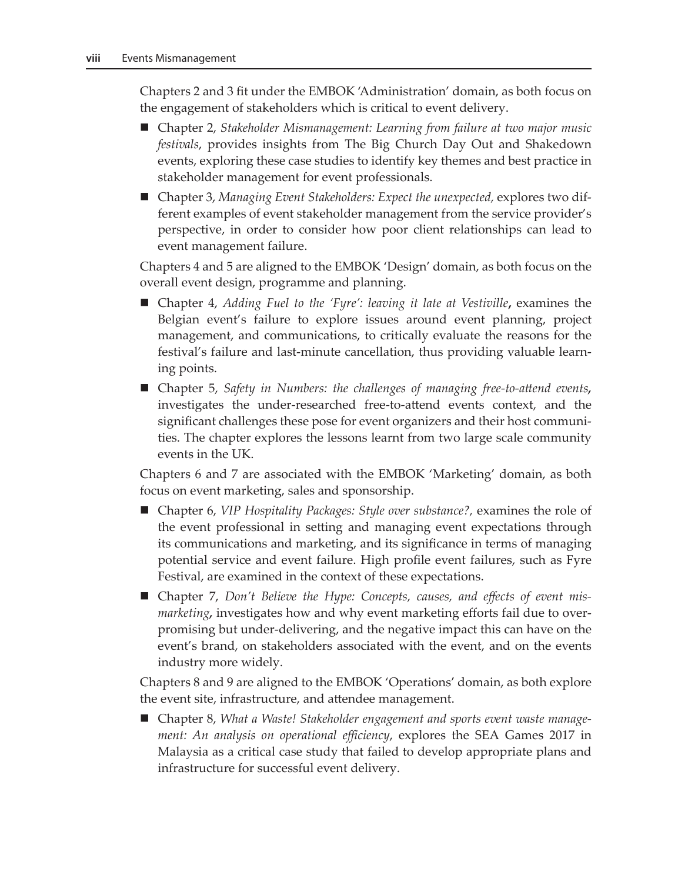Chapters 2 and 3 fit under the EMBOK 'Administration' domain, as both focus on the engagement of stakeholders which is critical to event delivery.

- Chapter 2, *Stakeholder Mismanagement: Learning from failure at two major music festivals*, provides insights from The Big Church Day Out and Shakedown events, exploring these case studies to identify key themes and best practice in stakeholder management for event professionals.
- Chapter 3, *Managing Event Stakeholders: Expect the unexpected,* explores two different examples of event stakeholder management from the service provider's perspective, in order to consider how poor client relationships can lead to event management failure.

Chapters 4 and 5 are aligned to the EMBOK 'Design' domain, as both focus on the overall event design, programme and planning.

- Chapter 4, *Adding Fuel to the 'Fyre': leaving it late at Vestiville*, examines the Belgian event's failure to explore issues around event planning, project management, and communications, to critically evaluate the reasons for the festival's failure and last-minute cancellation, thus providing valuable learning points.
- Chapter 5, *Safety in Numbers: the challenges of managing free-to-attend events*, investigates the under-researched free-to-attend events context, and the significant challenges these pose for event organizers and their host communities. The chapter explores the lessons learnt from two large scale community events in the UK.

Chapters 6 and 7 are associated with the EMBOK 'Marketing' domain, as both focus on event marketing, sales and sponsorship.

- Chapter 6, *VIP Hospitality Packages: Style over substance?,* examines the role of the event professional in setting and managing event expectations through its communications and marketing, and its significance in terms of managing potential service and event failure. High profile event failures, such as Fyre Festival, are examined in the context of these expectations.
- Chapter 7, *Don't Believe the Hype: Concepts, causes, and effects of event mismarketing*, investigates how and why event marketing efforts fail due to overpromising but under-delivering, and the negative impact this can have on the event's brand, on stakeholders associated with the event, and on the events industry more widely.

Chapters 8 and 9 are aligned to the EMBOK 'Operations' domain, as both explore the event site, infrastructure, and attendee management.

- Chapter 8, *What a Waste! Stakeholder engagement and sports event waste management: An analysis on operational efficiency*, explores the SEA Games 2017 in Malaysia as a critical case study that failed to develop appropriate plans and infrastructure for successful event delivery.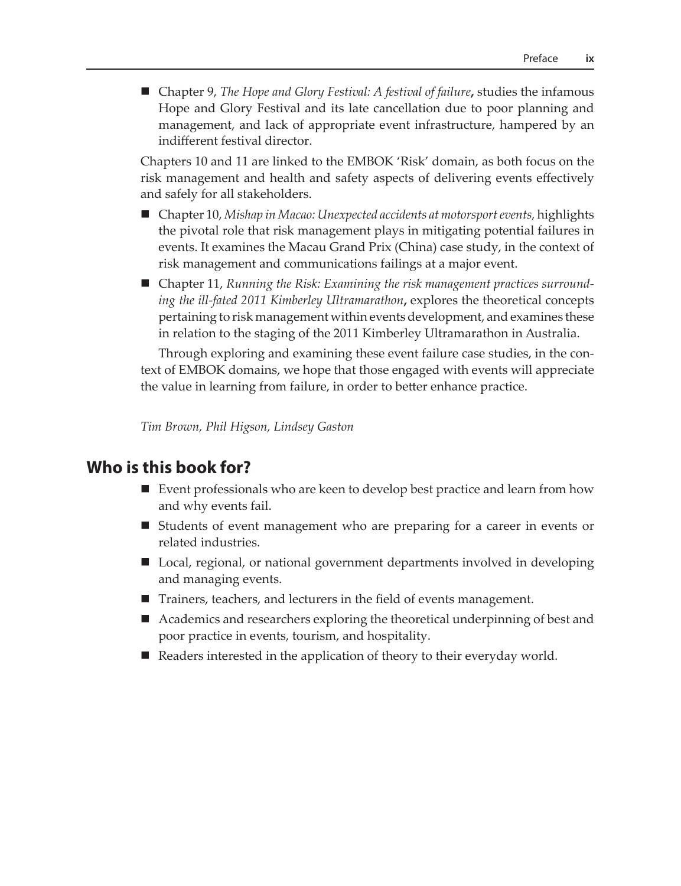- Chapter 9, *The Hope and Glory Festival: A festival of failure*, studies the infamous Hope and Glory Festival and its late cancellation due to poor planning and management, and lack of appropriate event infrastructure, hampered by an indifferent festival director.

Chapters 10 and 11 are linked to the EMBOK 'Risk' domain, as both focus on the risk management and health and safety aspects of delivering events effectively and safely for all stakeholders.

- Chapter 10, *Mishap in Macao: Unexpected accidents at motorsport events,* highlights the pivotal role that risk management plays in mitigating potential failures in events. It examines the Macau Grand Prix (China) case study, in the context of risk management and communications failings at a major event.
- Chapter 11, *Running the Risk: Examining the risk management practices surrounding the ill-fated 2011 Kimberley Ultramarathon*, explores the theoretical concepts pertaining to risk management within events development, and examines these in relation to the staging of the 2011 Kimberley Ultramarathon in Australia.

Through exploring and examining these event failure case studies, in the context of EMBOK domains, we hope that those engaged with events will appreciate the value in learning from failure, in order to better enhance practice.

*Tim Brown, Phil Higson, Lindsey Gaston*

## Who is this book for?

- Event professionals who are keen to develop best practice and learn from how and why events fail.
- Students of event management who are preparing for a career in events or related industries.
- Local, regional, or national government departments involved in developing and managing events.
- Trainers, teachers, and lecturers in the field of events management.
- Academics and researchers exploring the theoretical underpinning of best and poor practice in events, tourism, and hospitality.
- Readers interested in the application of theory to their everyday world.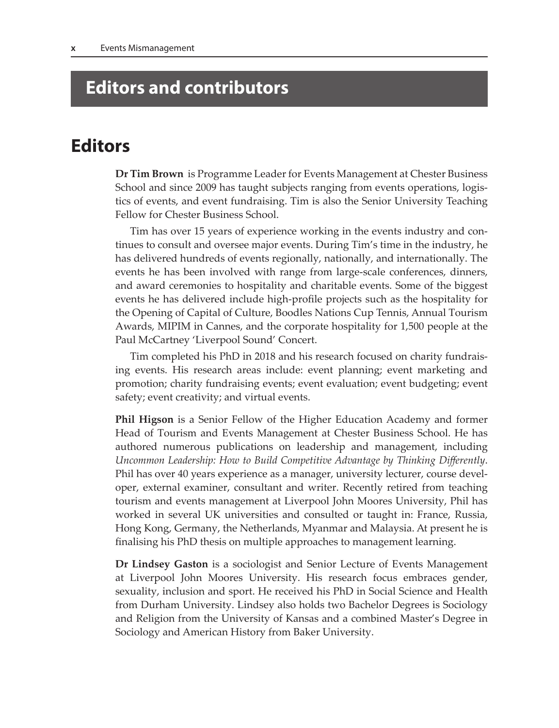# Editors and contributors

## Editors

**Dr Tim Brown** is Programme Leader for Events Management at Chester Business School and since 2009 has taught subjects ranging from events operations, logistics of events, and event fundraising. Tim is also the Senior University Teaching Fellow for Chester Business School.

Tim has over 15 years of experience working in the events industry and continues to consult and oversee major events. During Tim's time in the industry, he has delivered hundreds of events regionally, nationally, and internationally. The events he has been involved with range from large-scale conferences, dinners, and award ceremonies to hospitality and charitable events. Some of the biggest events he has delivered include high-profile projects such as the hospitality for the Opening of Capital of Culture, Boodles Nations Cup Tennis, Annual Tourism Awards, MIPIM in Cannes, and the corporate hospitality for 1,500 people at the Paul McCartney 'Liverpool Sound' Concert.

Tim completed his PhD in 2018 and his research focused on charity fundraising events. His research areas include: event planning; event marketing and promotion; charity fundraising events; event evaluation; event budgeting; event safety; event creativity; and virtual events.

**Phil Higson** is a Senior Fellow of the Higher Education Academy and former Head of Tourism and Events Management at Chester Business School. He has authored numerous publications on leadership and management, including *Uncommon Leadership: How to Build Competitive Advantage by Thinking Differently*. Phil has over 40 years experience as a manager, university lecturer, course developer, external examiner, consultant and writer. Recently retired from teaching tourism and events management at Liverpool John Moores University, Phil has worked in several UK universities and consulted or taught in: France, Russia, Hong Kong, Germany, the Netherlands, Myanmar and Malaysia. At present he is finalising his PhD thesis on multiple approaches to management learning.

**Dr Lindsey Gaston** is a sociologist and Senior Lecture of Events Management at Liverpool John Moores University. His research focus embraces gender, sexuality, inclusion and sport. He received his PhD in Social Science and Health from Durham University. Lindsey also holds two Bachelor Degrees is Sociology and Religion from the University of Kansas and a combined Master's Degree in Sociology and American History from Baker University.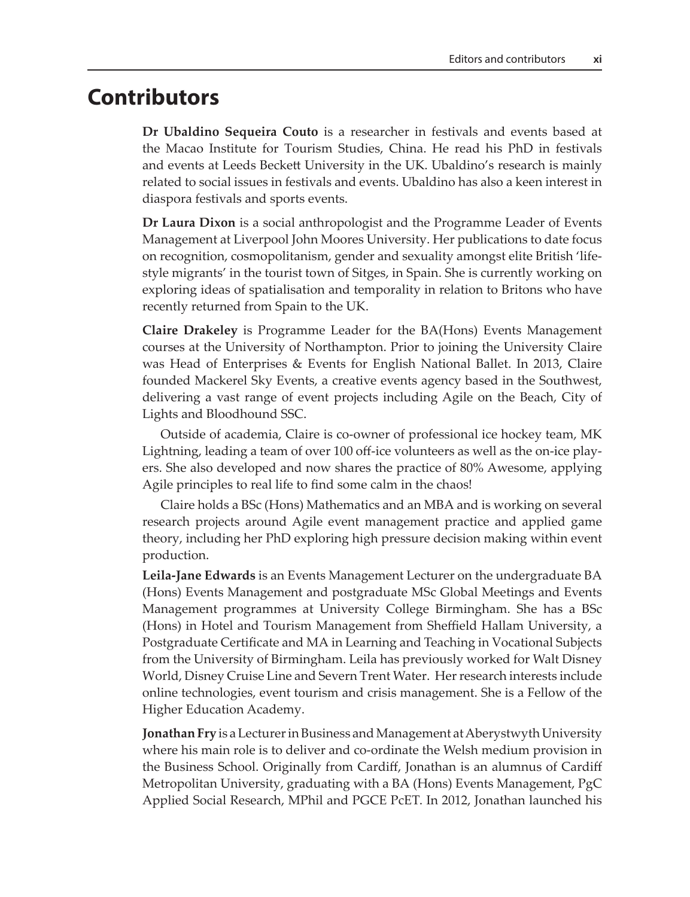# Contributors

**Dr Ubaldino Sequeira Couto** is a researcher in festivals and events based at the Macao Institute for Tourism Studies, China. He read his PhD in festivals and events at Leeds Beckett University in the UK. Ubaldino's research is mainly related to social issues in festivals and events. Ubaldino has also a keen interest in diaspora festivals and sports events.

**Dr Laura Dixon** is a social anthropologist and the Programme Leader of Events Management at Liverpool John Moores University. Her publications to date focus on recognition, cosmopolitanism, gender and sexuality amongst elite British 'lifestyle migrants' in the tourist town of Sitges, in Spain. She is currently working on exploring ideas of spatialisation and temporality in relation to Britons who have recently returned from Spain to the UK.

**Claire Drakeley** is Programme Leader for the BA(Hons) Events Management courses at the University of Northampton. Prior to joining the University Claire was Head of Enterprises & Events for English National Ballet. In 2013, Claire founded Mackerel Sky Events, a creative events agency based in the Southwest, delivering a vast range of event projects including Agile on the Beach, City of Lights and Bloodhound SSC.

Outside of academia, Claire is co-owner of professional ice hockey team, MK Lightning, leading a team of over 100 off-ice volunteers as well as the on-ice players. She also developed and now shares the practice of 80% Awesome, applying Agile principles to real life to find some calm in the chaos!

Claire holds a BSc (Hons) Mathematics and an MBA and is working on several research projects around Agile event management practice and applied game theory, including her PhD exploring high pressure decision making within event production.

**Leila-Jane Edwards** is an Events Management Lecturer on the undergraduate BA (Hons) Events Management and postgraduate MSc Global Meetings and Events Management programmes at University College Birmingham. She has a BSc (Hons) in Hotel and Tourism Management from Sheffield Hallam University, a Postgraduate Certificate and MA in Learning and Teaching in Vocational Subjects from the University of Birmingham. Leila has previously worked for Walt Disney World, Disney Cruise Line and Severn Trent Water. Her research interests include online technologies, event tourism and crisis management. She is a Fellow of the Higher Education Academy.

**Jonathan Fry** is a Lecturer in Business and Management at Aberystwyth University where his main role is to deliver and co-ordinate the Welsh medium provision in the Business School. Originally from Cardiff, Jonathan is an alumnus of Cardiff Metropolitan University, graduating with a BA (Hons) Events Management, PgC Applied Social Research, MPhil and PGCE PcET. In 2012, Jonathan launched his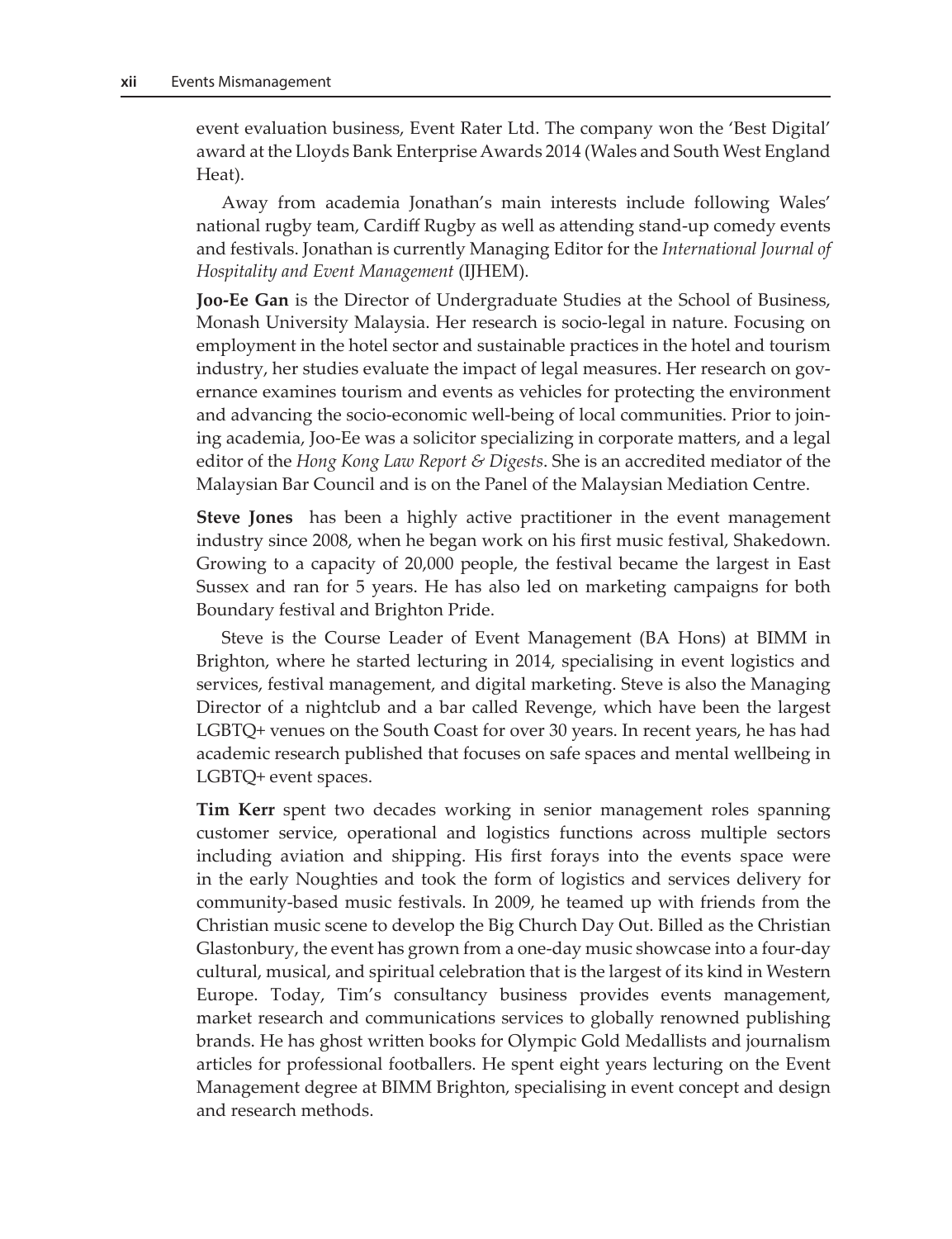event evaluation business, Event Rater Ltd. The company won the 'Best Digital' award at the Lloyds Bank Enterprise Awards 2014 (Wales and South West England Heat).

Away from academia Jonathan's main interests include following Wales' national rugby team, Cardiff Rugby as well as attending stand-up comedy events and festivals. Jonathan is currently Managing Editor for the *International Journal of Hospitality and Event Management* (IJHEM).

**Joo-Ee Gan** is the Director of Undergraduate Studies at the School of Business, Monash University Malaysia. Her research is socio-legal in nature. Focusing on employment in the hotel sector and sustainable practices in the hotel and tourism industry, her studies evaluate the impact of legal measures. Her research on governance examines tourism and events as vehicles for protecting the environment and advancing the socio-economic well-being of local communities. Prior to joining academia, Joo-Ee was a solicitor specializing in corporate matters, and a legal editor of the *Hong Kong Law Report & Digests*. She is an accredited mediator of the Malaysian Bar Council and is on the Panel of the Malaysian Mediation Centre.

**Steve Jones** has been a highly active practitioner in the event management industry since 2008, when he began work on his first music festival, Shakedown. Growing to a capacity of 20,000 people, the festival became the largest in East Sussex and ran for 5 years. He has also led on marketing campaigns for both Boundary festival and Brighton Pride.

Steve is the Course Leader of Event Management (BA Hons) at BIMM in Brighton, where he started lecturing in 2014, specialising in event logistics and services, festival management, and digital marketing. Steve is also the Managing Director of a nightclub and a bar called Revenge, which have been the largest LGBTQ+ venues on the South Coast for over 30 years. In recent years, he has had academic research published that focuses on safe spaces and mental wellbeing in LGBTQ+ event spaces.

**Tim Kerr** spent two decades working in senior management roles spanning customer service, operational and logistics functions across multiple sectors including aviation and shipping. His first forays into the events space were in the early Noughties and took the form of logistics and services delivery for community-based music festivals. In 2009, he teamed up with friends from the Christian music scene to develop the Big Church Day Out. Billed as the Christian Glastonbury, the event has grown from a one-day music showcase into a four-day cultural, musical, and spiritual celebration that is the largest of its kind in Western Europe. Today, Tim's consultancy business provides events management, market research and communications services to globally renowned publishing brands. He has ghost written books for Olympic Gold Medallists and journalism articles for professional footballers. He spent eight years lecturing on the Event Management degree at BIMM Brighton, specialising in event concept and design and research methods.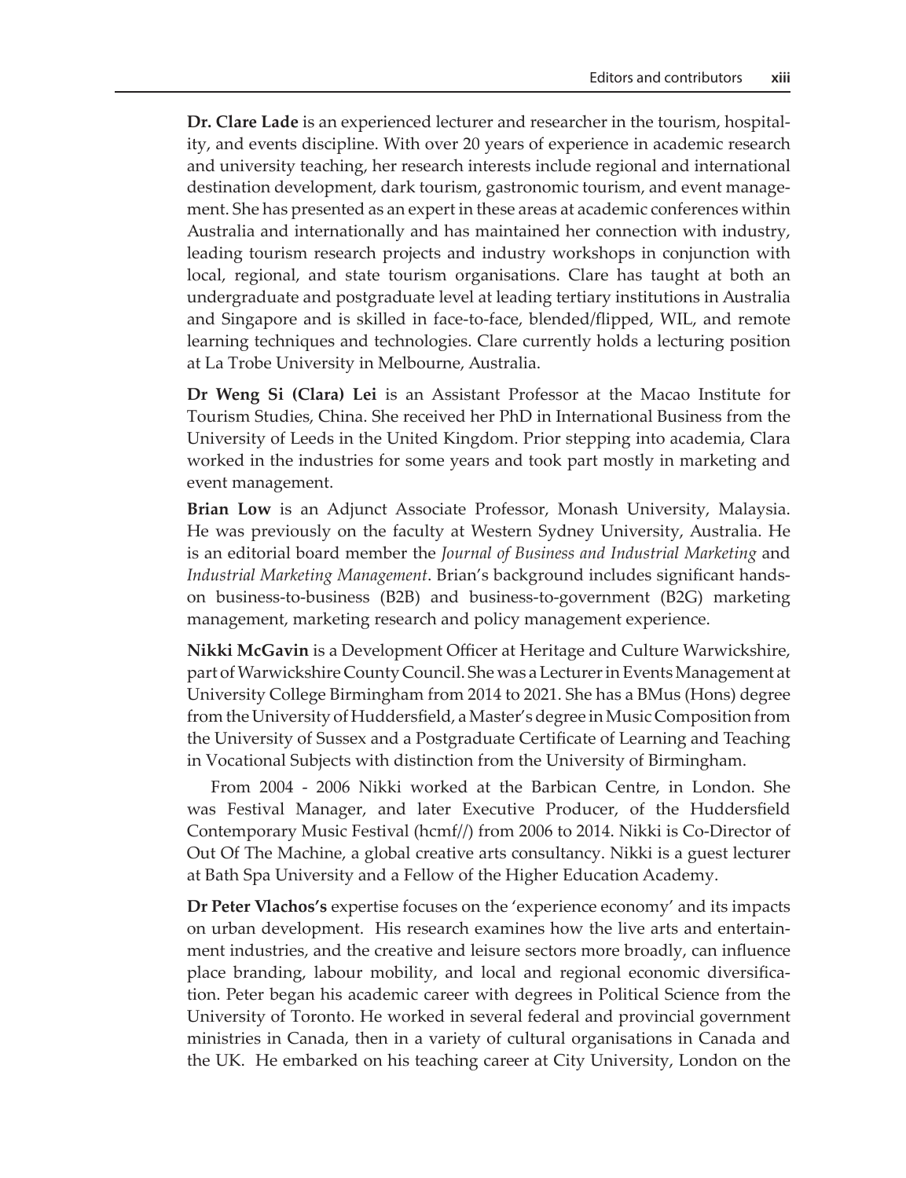**Dr. Clare Lade** is an experienced lecturer and researcher in the tourism, hospitality, and events discipline. With over 20 years of experience in academic research and university teaching, her research interests include regional and international destination development, dark tourism, gastronomic tourism, and event management. She has presented as an expert in these areas at academic conferences within Australia and internationally and has maintained her connection with industry, leading tourism research projects and industry workshops in conjunction with local, regional, and state tourism organisations. Clare has taught at both an undergraduate and postgraduate level at leading tertiary institutions in Australia and Singapore and is skilled in face-to-face, blended/flipped, WIL, and remote learning techniques and technologies. Clare currently holds a lecturing position at La Trobe University in Melbourne, Australia.

**Dr Weng Si (Clara) Lei** is an Assistant Professor at the Macao Institute for Tourism Studies, China. She received her PhD in International Business from the University of Leeds in the United Kingdom. Prior stepping into academia, Clara worked in the industries for some years and took part mostly in marketing and event management.

**Brian Low** is an Adjunct Associate Professor, Monash University, Malaysia. He was previously on the faculty at Western Sydney University, Australia. He is an editorial board member the *Journal of Business and Industrial Marketing* and *Industrial Marketing Management*. Brian's background includes significant hands-on business-to-business (B2B) and business-to-government (B2G) marketing management, marketing research and policy management experience.

**Nikki McGavin** is a Development Officer at Heritage and Culture Warwickshire, part of Warwickshire County Council. She was a Lecturer in Events Management at University College Birmingham from 2014 to 2021. She has a BMus (Hons) degree from the University of Huddersfield, a Master's degree in Music Composition from the University of Sussex and a Postgraduate Certificate of Learning and Teaching in Vocational Subjects with distinction from the University of Birmingham.

From 2004 - 2006 Nikki worked at the Barbican Centre, in London. She was Festival Manager, and later Executive Producer, of the Huddersfield Contemporary Music Festival (hcmf//) from 2006 to 2014. Nikki is Co-Director of Out Of The Machine, a global creative arts consultancy. Nikki is a guest lecturer at Bath Spa University and a Fellow of the Higher Education Academy.

**Dr Peter Vlachos's** expertise focuses on the 'experience economy' and its impacts on urban development. His research examines how the live arts and entertainment industries, and the creative and leisure sectors more broadly, can influence place branding, labour mobility, and local and regional economic diversification. Peter began his academic career with degrees in Political Science from the University of Toronto. He worked in several federal and provincial government ministries in Canada, then in a variety of cultural organisations in Canada and the UK. He embarked on his teaching career at City University, London on the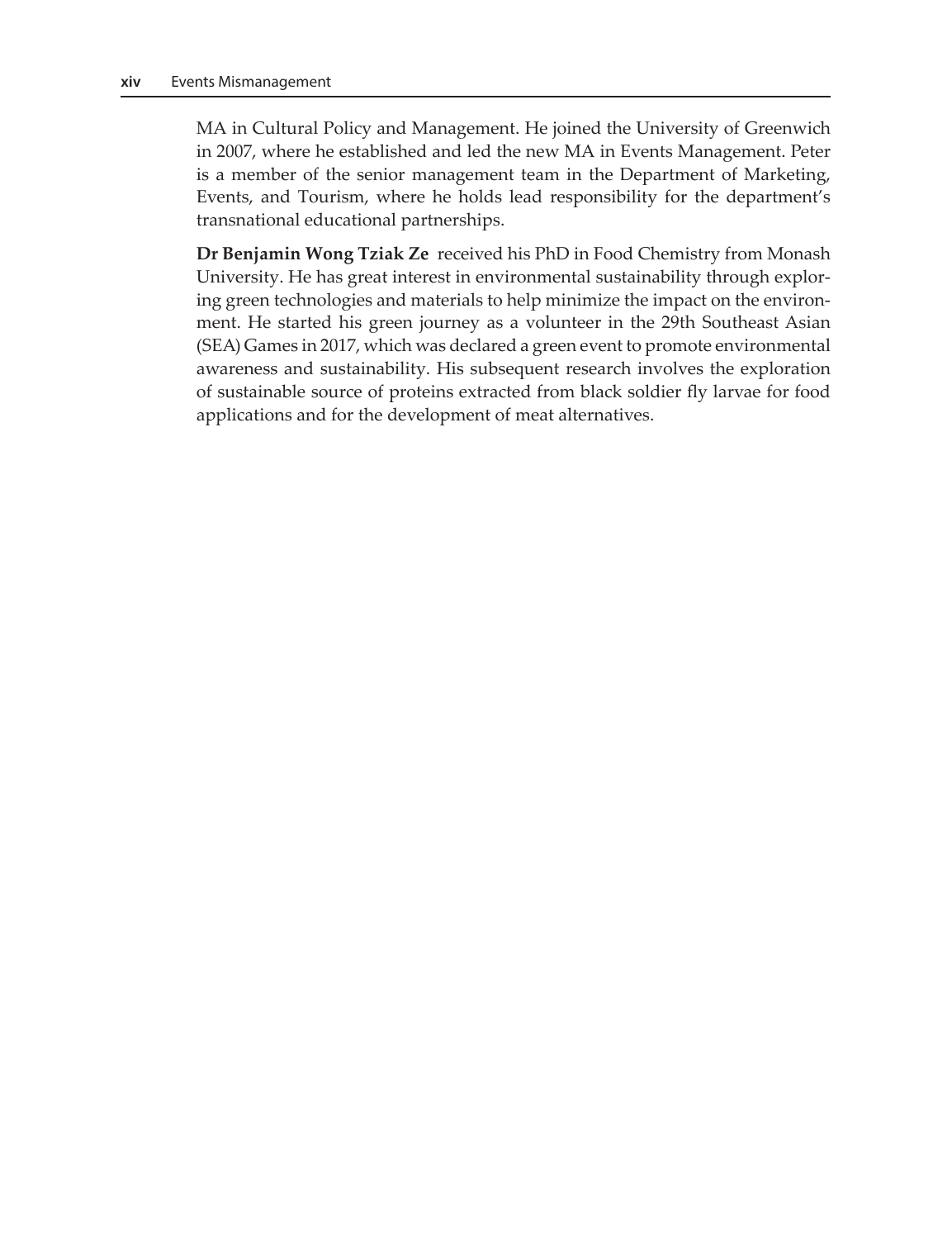MA in Cultural Policy and Management. He joined the University of Greenwich in 2007, where he established and led the new MA in Events Management. Peter is a member of the senior management team in the Department of Marketing, Events, and Tourism, where he holds lead responsibility for the department's transnational educational partnerships.

**Dr Benjamin Wong Tziak Ze** received his PhD in Food Chemistry from Monash University. He has great interest in environmental sustainability through exploring green technologies and materials to help minimize the impact on the environment. He started his green journey as a volunteer in the 29th Southeast Asian (SEA) Games in 2017, which was declared a green event to promote environmental awareness and sustainability. His subsequent research involves the exploration of sustainable source of proteins extracted from black soldier fly larvae for food applications and for the development of meat alternatives.